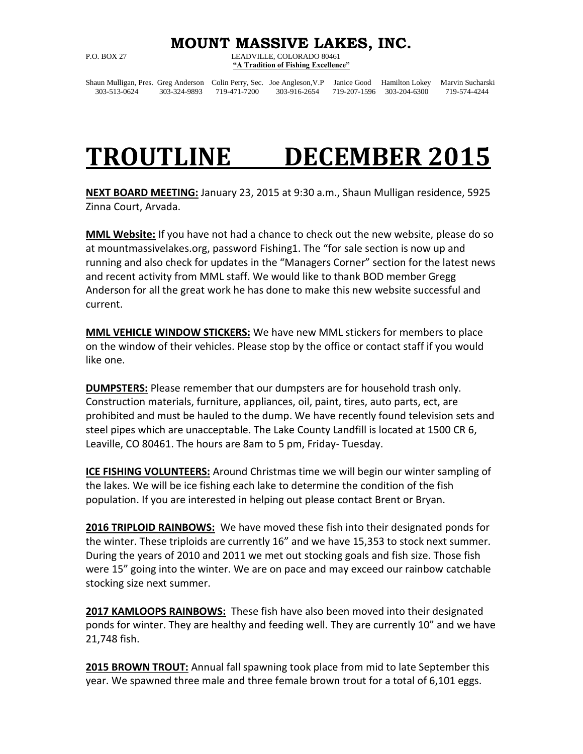# MOUNT MASSIVE LAKES, INC.

P.O. BOX 27 LEADVILLE, COLORADO 80461

**"A Tradition of Fishing Excellence"**

| Shaun Mulligan, Pres. | Greg Anderson | Colin Perry, Sec. | Joe Angleson,V.P | Janice Good | Hamilton Lokey | Marvin Sucharski |
|---|---|---|---|---|---|---|
| 303-513-0624 | 303-324-9893 | 719-471-7200 | 303-916-2654 | 719-207-1596 | 303-204-6300 | 719-574-4244 |

# TROUTLINE DECEMBER 2015

**NEXT BOARD MEETING:** January 23, 2015 at 9:30 a.m., Shaun Mulligan residence, 5925 Zinna Court, Arvada.

**MML Website:** If you have not had a chance to check out the new website, please do so at mountmassivelakes.org, password Fishing1. The "for sale section is now up and running and also check for updates in the "Managers Corner" section for the latest news and recent activity from MML staff. We would like to thank BOD member Gregg Anderson for all the great work he has done to make this new website successful and current.

**MML VEHICLE WINDOW STICKERS:** We have new MML stickers for members to place on the window of their vehicles. Please stop by the office or contact staff if you would like one.

**DUMPSTERS:** Please remember that our dumpsters are for household trash only. Construction materials, furniture, appliances, oil, paint, tires, auto parts, ect, are prohibited and must be hauled to the dump. We have recently found television sets and steel pipes which are unacceptable. The Lake County Landfill is located at 1500 CR 6, Leaville, CO 80461. The hours are 8am to 5 pm, Friday- Tuesday.

**ICE FISHING VOLUNTEERS:** Around Christmas time we will begin our winter sampling of the lakes. We will be ice fishing each lake to determine the condition of the fish population. If you are interested in helping out please contact Brent or Bryan.

**2016 TRIPLOID RAINBOWS:** We have moved these fish into their designated ponds for the winter. These triploids are currently 16" and we have 15,353 to stock next summer. During the years of 2010 and 2011 we met out stocking goals and fish size. Those fish were 15" going into the winter. We are on pace and may exceed our rainbow catchable stocking size next summer.

**2017 KAMLOOPS RAINBOWS:** These fish have also been moved into their designated ponds for winter. They are healthy and feeding well. They are currently 10" and we have 21,748 fish.

**2015 BROWN TROUT:** Annual fall spawning took place from mid to late September this year. We spawned three male and three female brown trout for a total of 6,101 eggs.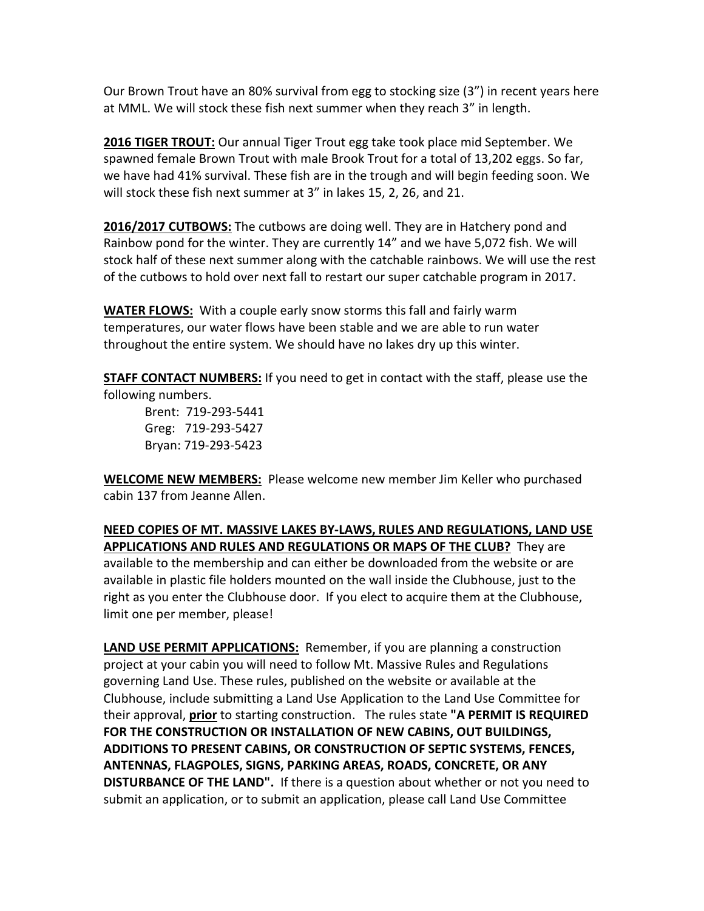Our Brown Trout have an 80% survival from egg to stocking size (3") in recent years here at MML. We will stock these fish next summer when they reach 3" in length.

**2016 TIGER TROUT:** Our annual Tiger Trout egg take took place mid September. We spawned female Brown Trout with male Brook Trout for a total of 13,202 eggs. So far, we have had 41% survival. These fish are in the trough and will begin feeding soon. We will stock these fish next summer at 3" in lakes 15, 2, 26, and 21.

**2016/2017 CUTBOWS:** The cutbows are doing well. They are in Hatchery pond and Rainbow pond for the winter. They are currently 14" and we have 5,072 fish. We will stock half of these next summer along with the catchable rainbows. We will use the rest of the cutbows to hold over next fall to restart our super catchable program in 2017.

**WATER FLOWS:** With a couple early snow storms this fall and fairly warm temperatures, our water flows have been stable and we are able to run water throughout the entire system. We should have no lakes dry up this winter.

**STAFF CONTACT NUMBERS:** If you need to get in contact with the staff, please use the following numbers.

Brent: 719-293-5441
Greg: 719-293-5427
Bryan: 719-293-5423

**WELCOME NEW MEMBERS:** Please welcome new member Jim Keller who purchased cabin 137 from Jeanne Allen.

**NEED COPIES OF MT. MASSIVE LAKES BY-LAWS, RULES AND REGULATIONS, LAND USE APPLICATIONS AND RULES AND REGULATIONS OR MAPS OF THE CLUB?** They are available to the membership and can either be downloaded from the website or are available in plastic file holders mounted on the wall inside the Clubhouse, just to the right as you enter the Clubhouse door. If you elect to acquire them at the Clubhouse, limit one per member, please!

**LAND USE PERMIT APPLICATIONS:** Remember, if you are planning a construction project at your cabin you will need to follow Mt. Massive Rules and Regulations governing Land Use. These rules, published on the website or available at the Clubhouse, include submitting a Land Use Application to the Land Use Committee for their approval, **prior** to starting construction. The rules state **"A PERMIT IS REQUIRED FOR THE CONSTRUCTION OR INSTALLATION OF NEW CABINS, OUT BUILDINGS, ADDITIONS TO PRESENT CABINS, OR CONSTRUCTION OF SEPTIC SYSTEMS, FENCES, ANTENNAS, FLAGPOLES, SIGNS, PARKING AREAS, ROADS, CONCRETE, OR ANY DISTURBANCE OF THE LAND".** If there is a question about whether or not you need to submit an application, or to submit an application, please call Land Use Committee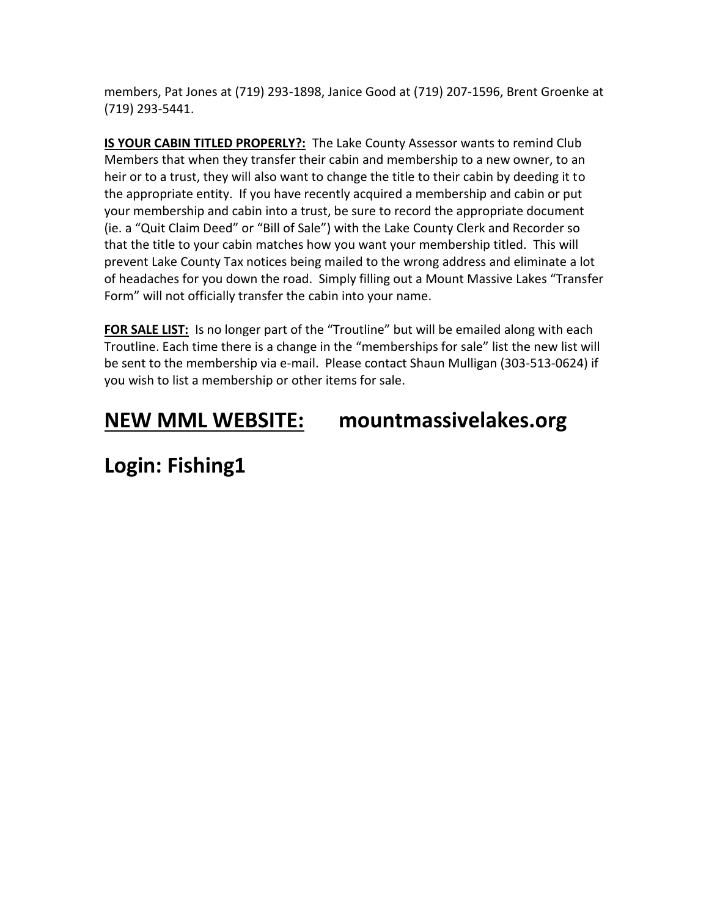members, Pat Jones at (719) 293-1898, Janice Good at (719) 207-1596, Brent Groenke at (719) 293-5441.

**IS YOUR CABIN TITLED PROPERLY?:** The Lake County Assessor wants to remind Club Members that when they transfer their cabin and membership to a new owner, to an heir or to a trust, they will also want to change the title to their cabin by deeding it to the appropriate entity. If you have recently acquired a membership and cabin or put your membership and cabin into a trust, be sure to record the appropriate document (ie. a "Quit Claim Deed" or "Bill of Sale") with the Lake County Clerk and Recorder so that the title to your cabin matches how you want your membership titled. This will prevent Lake County Tax notices being mailed to the wrong address and eliminate a lot of headaches for you down the road. Simply filling out a Mount Massive Lakes "Transfer Form" will not officially transfer the cabin into your name.

**FOR SALE LIST:** Is no longer part of the "Troutline" but will be emailed along with each Troutline. Each time there is a change in the "memberships for sale" list the new list will be sent to the membership via e-mail. Please contact Shaun Mulligan (303-513-0624) if you wish to list a membership or other items for sale.

## NEW MML WEBSITE: mountmassivelakes.org

## Login: Fishing1